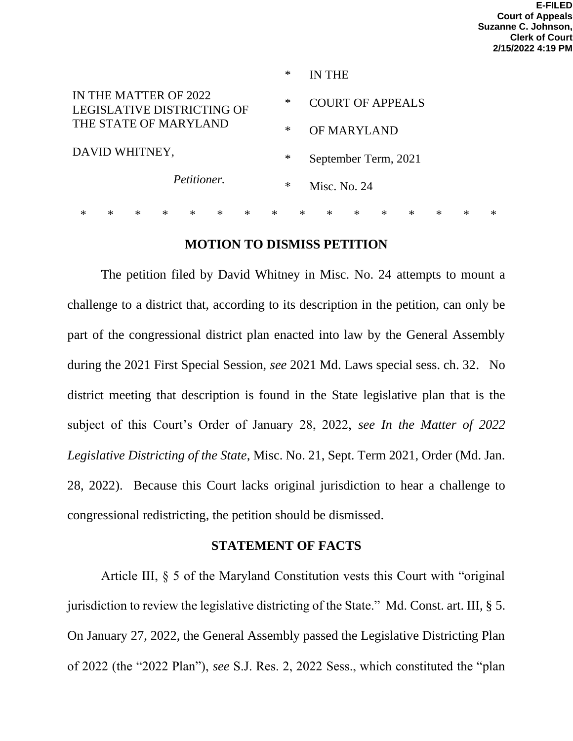E-FILED
Court of Appeals
Suzanne C. Johnson,
Clerk of Court
2/15/2022 4:19 PM

| | | |
|---|---|---|
| | * | IN THE |
| IN THE MATTER OF 2022 LEGISLATIVE DISTRICTING OF THE STATE OF MARYLAND | * | COURT OF APPEALS |
| | * | OF MARYLAND |
| DAVID WHITNEY, | * | September Term, 2021 |
| *Petitioner.* | * | Misc. No. 24 |

\* \* \* \* \* \* \* \* \* \* \* \* \* \* \* \*

## MOTION TO DISMISS PETITION

The petition filed by David Whitney in Misc. No. 24 attempts to mount a challenge to a district that, according to its description in the petition, can only be part of the congressional district plan enacted into law by the General Assembly during the 2021 First Special Session, *see* 2021 Md. Laws special sess. ch. 32. No district meeting that description is found in the State legislative plan that is the subject of this Court's Order of January 28, 2022, *see In the Matter of 2022 Legislative Districting of the State*, Misc. No. 21, Sept. Term 2021, Order (Md. Jan. 28, 2022). Because this Court lacks original jurisdiction to hear a challenge to congressional redistricting, the petition should be dismissed.

## STATEMENT OF FACTS

Article III, § 5 of the Maryland Constitution vests this Court with "original jurisdiction to review the legislative districting of the State." Md. Const. art. III, § 5. On January 27, 2022, the General Assembly passed the Legislative Districting Plan of 2022 (the "2022 Plan"), *see* S.J. Res. 2, 2022 Sess., which constituted the "plan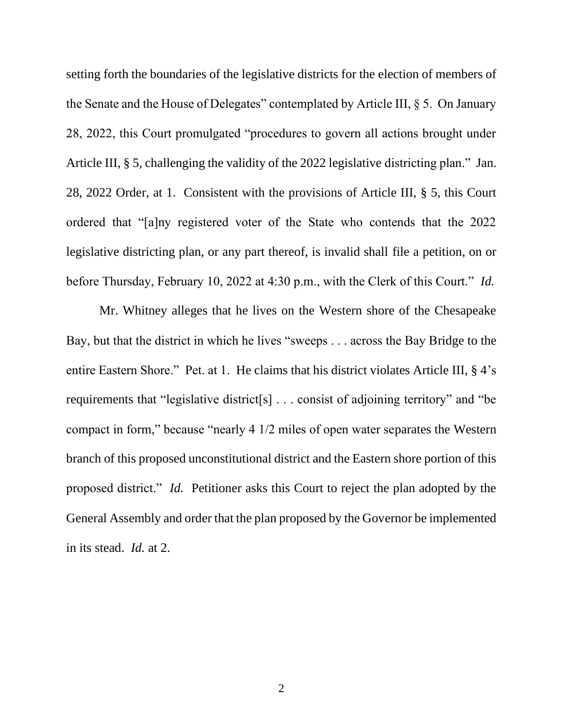setting forth the boundaries of the legislative districts for the election of members of the Senate and the House of Delegates" contemplated by Article III, § 5. On January 28, 2022, this Court promulgated "procedures to govern all actions brought under Article III, § 5, challenging the validity of the 2022 legislative districting plan." Jan. 28, 2022 Order, at 1. Consistent with the provisions of Article III, § 5, this Court ordered that "[a]ny registered voter of the State who contends that the 2022 legislative districting plan, or any part thereof, is invalid shall file a petition, on or before Thursday, February 10, 2022 at 4:30 p.m., with the Clerk of this Court." *Id.*

Mr. Whitney alleges that he lives on the Western shore of the Chesapeake Bay, but that the district in which he lives "sweeps . . . across the Bay Bridge to the entire Eastern Shore." Pet. at 1. He claims that his district violates Article III, § 4's requirements that "legislative district[s] . . . consist of adjoining territory" and "be compact in form," because "nearly 4 1/2 miles of open water separates the Western branch of this proposed unconstitutional district and the Eastern shore portion of this proposed district." *Id.* Petitioner asks this Court to reject the plan adopted by the General Assembly and order that the plan proposed by the Governor be implemented in its stead. *Id.* at 2.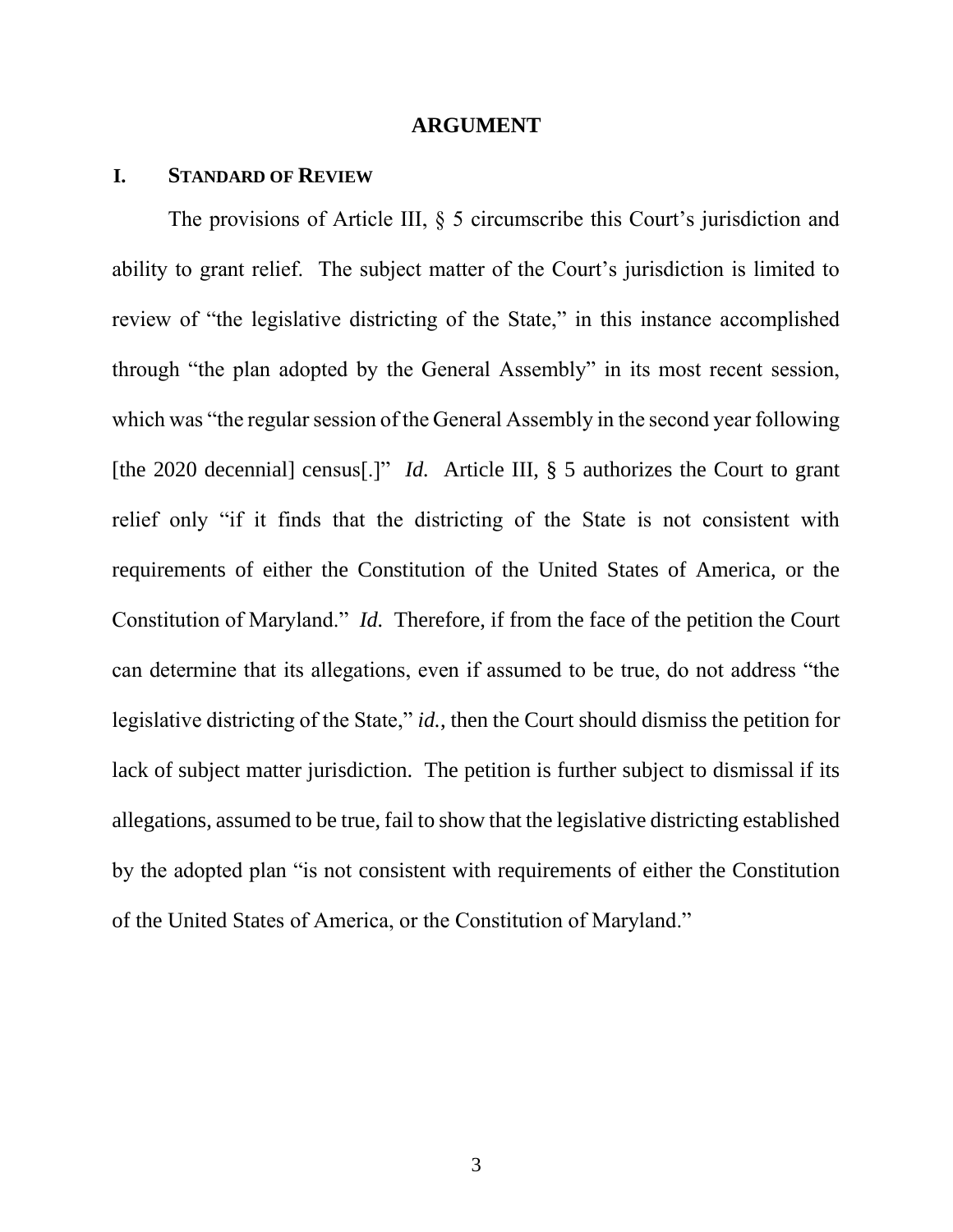## ARGUMENT

### I. STANDARD OF REVIEW

The provisions of Article III, § 5 circumscribe this Court's jurisdiction and ability to grant relief. The subject matter of the Court's jurisdiction is limited to review of "the legislative districting of the State," in this instance accomplished through "the plan adopted by the General Assembly" in its most recent session, which was "the regular session of the General Assembly in the second year following [the 2020 decennial] census[.]" *Id.* Article III, § 5 authorizes the Court to grant relief only "if it finds that the districting of the State is not consistent with requirements of either the Constitution of the United States of America, or the Constitution of Maryland." *Id.* Therefore, if from the face of the petition the Court can determine that its allegations, even if assumed to be true, do not address "the legislative districting of the State," *id.*, then the Court should dismiss the petition for lack of subject matter jurisdiction. The petition is further subject to dismissal if its allegations, assumed to be true, fail to show that the legislative districting established by the adopted plan "is not consistent with requirements of either the Constitution of the United States of America, or the Constitution of Maryland."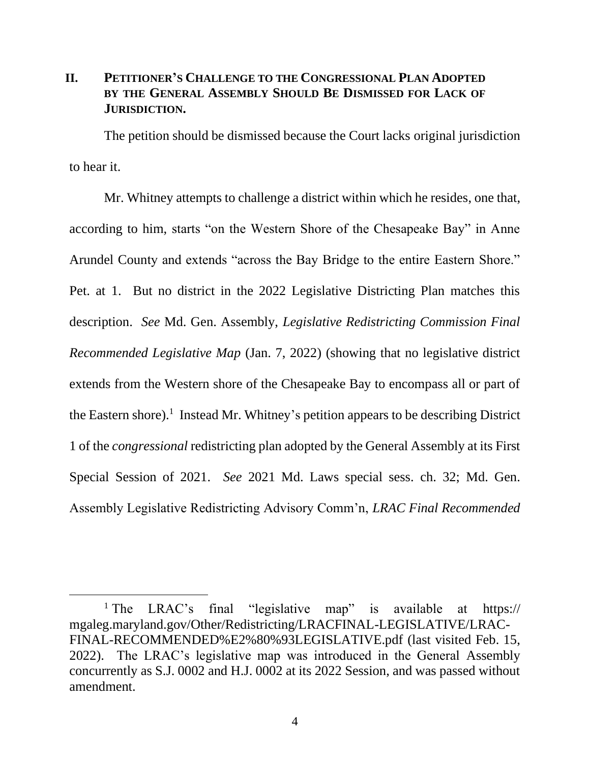## II. PETITIONER'S CHALLENGE TO THE CONGRESSIONAL PLAN ADOPTED BY THE GENERAL ASSEMBLY SHOULD BE DISMISSED FOR LACK OF JURISDICTION.

The petition should be dismissed because the Court lacks original jurisdiction to hear it.

Mr. Whitney attempts to challenge a district within which he resides, one that, according to him, starts "on the Western Shore of the Chesapeake Bay" in Anne Arundel County and extends "across the Bay Bridge to the entire Eastern Shore." Pet. at 1. But no district in the 2022 Legislative Districting Plan matches this description. *See* Md. Gen. Assembly, *Legislative Redistricting Commission Final Recommended Legislative Map* (Jan. 7, 2022) (showing that no legislative district extends from the Western shore of the Chesapeake Bay to encompass all or part of the Eastern shore).[1] Instead Mr. Whitney's petition appears to be describing District 1 of the *congressional* redistricting plan adopted by the General Assembly at its First Special Session of 2021. *See* 2021 Md. Laws special sess. ch. 32; Md. Gen. Assembly Legislative Redistricting Advisory Comm'n, *LRAC Final Recommended*

---

[1] The LRAC's final "legislative map" is available at https://mgaleg.maryland.gov/Other/Redistricting/LRACFINAL-LEGISLATIVE/LRAC-FINAL-RECOMMENDED%E2%80%93LEGISLATIVE.pdf (last visited Feb. 15, 2022). The LRAC's legislative map was introduced in the General Assembly concurrently as S.J. 0002 and H.J. 0002 at its 2022 Session, and was passed without amendment.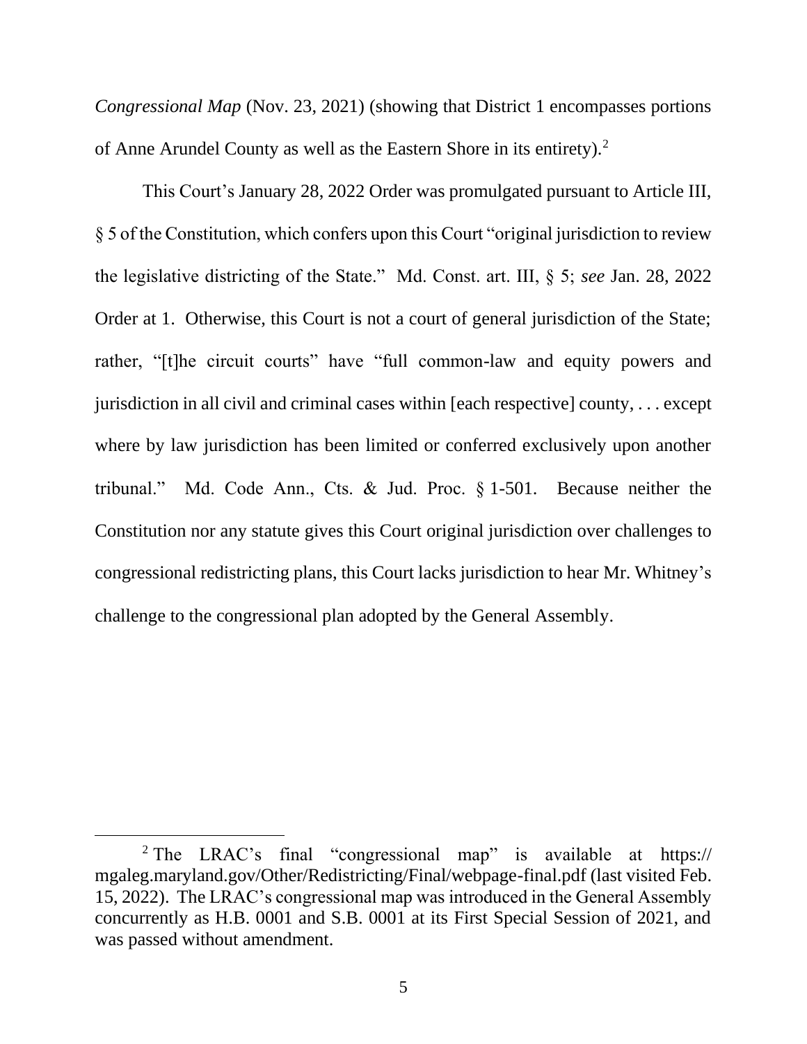*Congressional Map* (Nov. 23, 2021) (showing that District 1 encompasses portions of Anne Arundel County as well as the Eastern Shore in its entirety).[2]

This Court's January 28, 2022 Order was promulgated pursuant to Article III, § 5 of the Constitution, which confers upon this Court "original jurisdiction to review the legislative districting of the State." Md. Const. art. III, § 5; *see* Jan. 28, 2022 Order at 1. Otherwise, this Court is not a court of general jurisdiction of the State; rather, "[t]he circuit courts" have "full common-law and equity powers and jurisdiction in all civil and criminal cases within [each respective] county, . . . except where by law jurisdiction has been limited or conferred exclusively upon another tribunal." Md. Code Ann., Cts. & Jud. Proc. § 1-501. Because neither the Constitution nor any statute gives this Court original jurisdiction over challenges to congressional redistricting plans, this Court lacks jurisdiction to hear Mr. Whitney's challenge to the congressional plan adopted by the General Assembly.

---

[2] The LRAC's final "congressional map" is available at https://mgaleg.maryland.gov/Other/Redistricting/Final/webpage-final.pdf (last visited Feb. 15, 2022). The LRAC's congressional map was introduced in the General Assembly concurrently as H.B. 0001 and S.B. 0001 at its First Special Session of 2021, and was passed without amendment.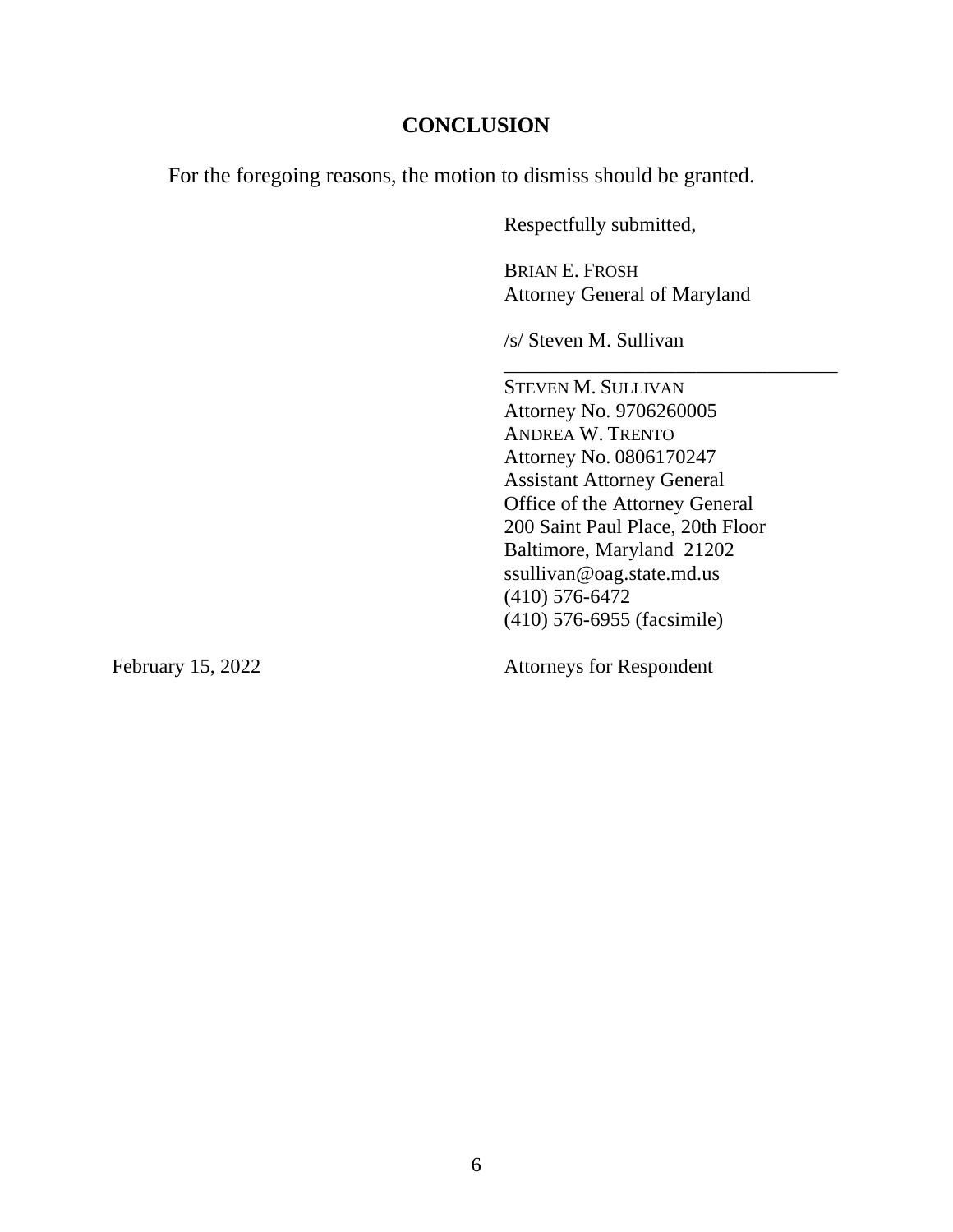## CONCLUSION

For the foregoing reasons, the motion to dismiss should be granted.

Respectfully submitted,

BRIAN E. FROSH
Attorney General of Maryland

/s/ Steven M. Sullivan
\_\_\_\_\_\_\_\_\_\_\_\_\_\_\_\_\_\_\_\_\_\_\_\_\_\_\_\_\_\_\_\_\_\_

STEVEN M. SULLIVAN
Attorney No. 9706260005
ANDREA W. TRENTO
Attorney No. 0806170247
Assistant Attorney General
Office of the Attorney General
200 Saint Paul Place, 20th Floor
Baltimore, Maryland 21202
ssullivan@oag.state.md.us
(410) 576-6472
(410) 576-6955 (facsimile)

February 15, 2022

Attorneys for Respondent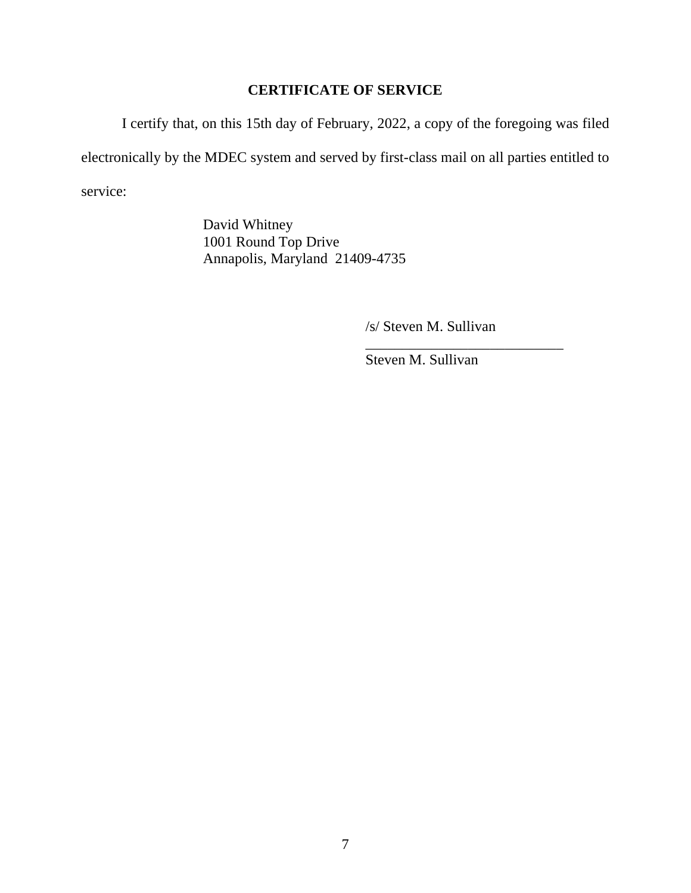## CERTIFICATE OF SERVICE

I certify that, on this 15th day of February, 2022, a copy of the foregoing was filed electronically by the MDEC system and served by first-class mail on all parties entitled to service:

David Whitney
1001 Round Top Drive
Annapolis, Maryland 21409-4735

/s/ Steven M. Sullivan
____________________________
Steven M. Sullivan